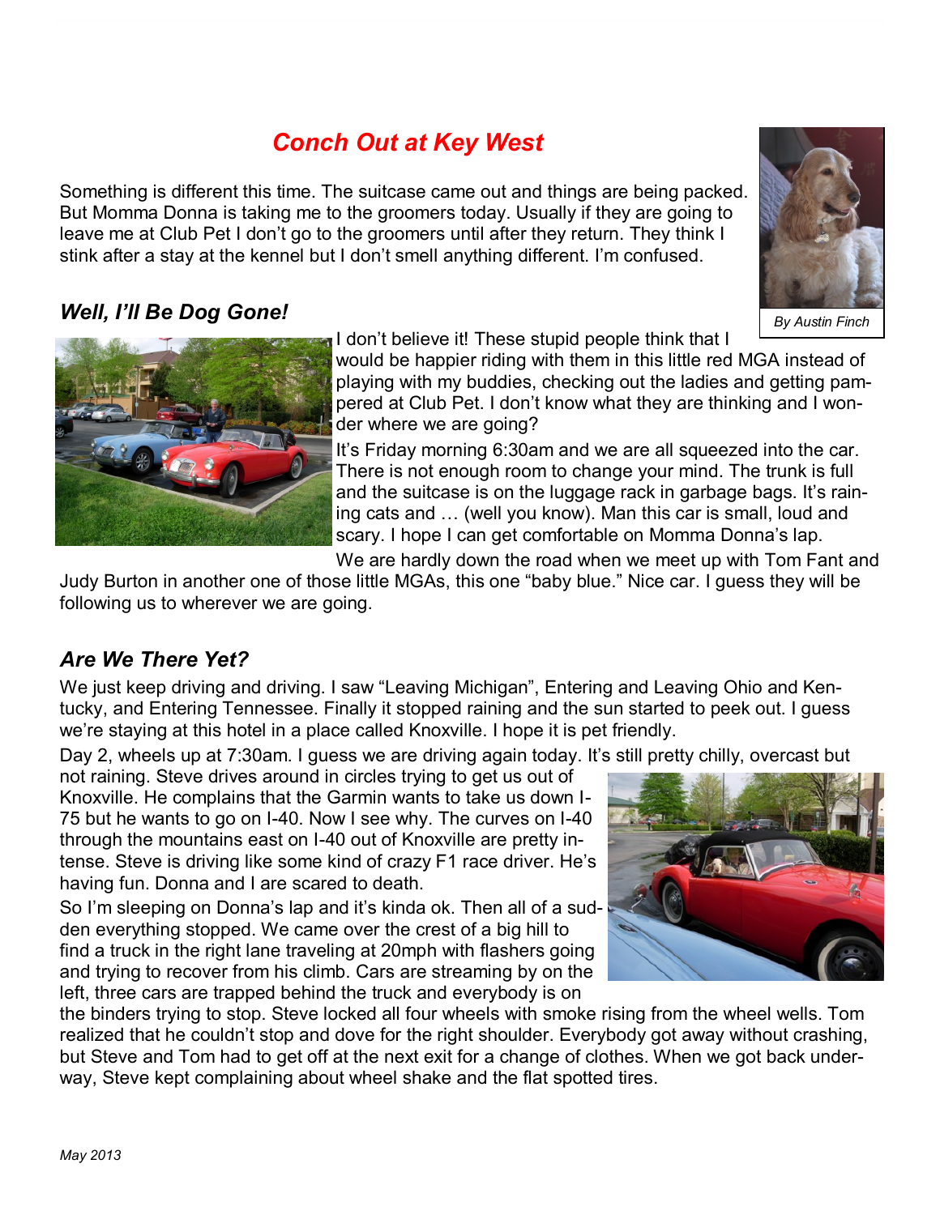# *Conch Out at Key West*

Something is different this time. The suitcase came out and things are being packed. But Momma Donna is taking me to the groomers today. Usually if they are going to leave me at Club Pet I don't go to the groomers until after they return. They think I stink after a stay at the kennel but I don't smell anything different. I'm confused.

*By Austin Finch*

## *Well, I'll Be Dog Gone!*

I don't believe it! These stupid people think that I would be happier riding with them in this little red MGA instead of playing with my buddies, checking out the ladies and getting pampered at Club Pet. I don't know what they are thinking and I wonder where we are going?

It's Friday morning 6:30am and we are all squeezed into the car. There is not enough room to change your mind. The trunk is full and the suitcase is on the luggage rack in garbage bags. It's raining cats and … (well you know). Man this car is small, loud and scary. I hope I can get comfortable on Momma Donna's lap.

We are hardly down the road when we meet up with Tom Fant and Judy Burton in another one of those little MGAs, this one "baby blue." Nice car. I guess they will be following us to wherever we are going.

## *Are We There Yet?*

We just keep driving and driving. I saw "Leaving Michigan", Entering and Leaving Ohio and Kentucky, and Entering Tennessee. Finally it stopped raining and the sun started to peek out. I guess we're staying at this hotel in a place called Knoxville. I hope it is pet friendly.

Day 2, wheels up at 7:30am. I guess we are driving again today. It's still pretty chilly, overcast but not raining. Steve drives around in circles trying to get us out of Knoxville. He complains that the Garmin wants to take us down I-75 but he wants to go on I-40. Now I see why. The curves on I-40 through the mountains east on I-40 out of Knoxville are pretty intense. Steve is driving like some kind of crazy F1 race driver. He's having fun. Donna and I are scared to death.

So I'm sleeping on Donna's lap and it's kinda ok. Then all of a sudden everything stopped. We came over the crest of a big hill to find a truck in the right lane traveling at 20mph with flashers going and trying to recover from his climb. Cars are streaming by on the left, three cars are trapped behind the truck and everybody is on the binders trying to stop. Steve locked all four wheels with smoke rising from the wheel wells. Tom realized that he couldn't stop and dove for the right shoulder. Everybody got away without crashing, but Steve and Tom had to get off at the next exit for a change of clothes. When we got back underway, Steve kept complaining about wheel shake and the flat spotted tires.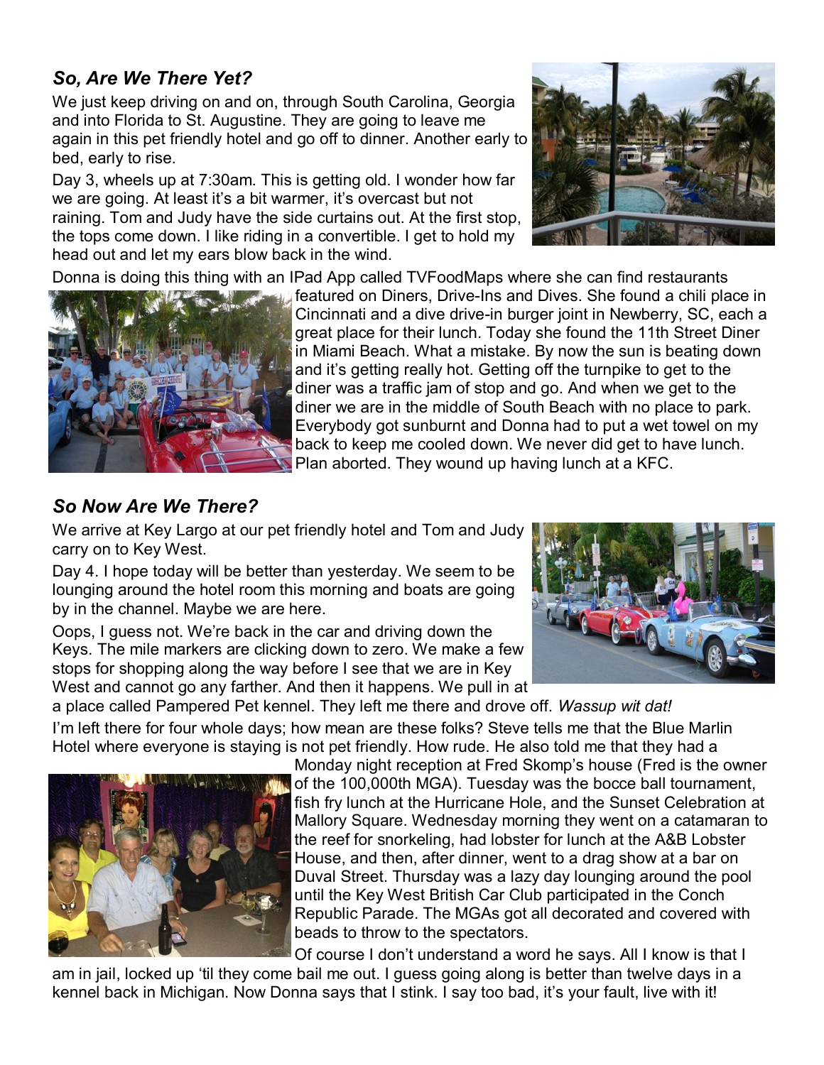## *So, Are We There Yet?*

We just keep driving on and on, through South Carolina, Georgia and into Florida to St. Augustine. They are going to leave me again in this pet friendly hotel and go off to dinner. Another early to bed, early to rise.

Day 3, wheels up at 7:30am. This is getting old. I wonder how far we are going. At least it's a bit warmer, it's overcast but not raining. Tom and Judy have the side curtains out. At the first stop, the tops come down. I like riding in a convertible. I get to hold my head out and let my ears blow back in the wind.

Donna is doing this thing with an IPad App called TVFoodMaps where she can find restaurants featured on Diners, Drive-Ins and Dives. She found a chili place in Cincinnati and a dive drive-in burger joint in Newberry, SC, each a great place for their lunch. Today she found the 11th Street Diner in Miami Beach. What a mistake. By now the sun is beating down and it's getting really hot. Getting off the turnpike to get to the diner was a traffic jam of stop and go. And when we get to the diner we are in the middle of South Beach with no place to park. Everybody got sunburnt and Donna had to put a wet towel on my back to keep me cooled down. We never did get to have lunch. Plan aborted. They wound up having lunch at a KFC.

## *So Now Are We There?*

We arrive at Key Largo at our pet friendly hotel and Tom and Judy carry on to Key West.

Day 4. I hope today will be better than yesterday. We seem to be lounging around the hotel room this morning and boats are going by in the channel. Maybe we are here.

Oops, I guess not. We're back in the car and driving down the Keys. The mile markers are clicking down to zero. We make a few stops for shopping along the way before I see that we are in Key West and cannot go any farther. And then it happens. We pull in at a place called Pampered Pet kennel. They left me there and drove off. *Wassup wit dat!*

I'm left there for four whole days; how mean are these folks? Steve tells me that the Blue Marlin Hotel where everyone is staying is not pet friendly. How rude. He also told me that they had a Monday night reception at Fred Skomp's house (Fred is the owner of the 100,000th MGA). Tuesday was the bocce ball tournament, fish fry lunch at the Hurricane Hole, and the Sunset Celebration at Mallory Square. Wednesday morning they went on a catamaran to the reef for snorkeling, had lobster for lunch at the A&B Lobster House, and then, after dinner, went to a drag show at a bar on Duval Street. Thursday was a lazy day lounging around the pool until the Key West British Car Club participated in the Conch Republic Parade. The MGAs got all decorated and covered with beads to throw to the spectators.

Of course I don't understand a word he says. All I know is that I am in jail, locked up 'til they come bail me out. I guess going along is better than twelve days in a kennel back in Michigan. Now Donna says that I stink. I say too bad, it's your fault, live with it!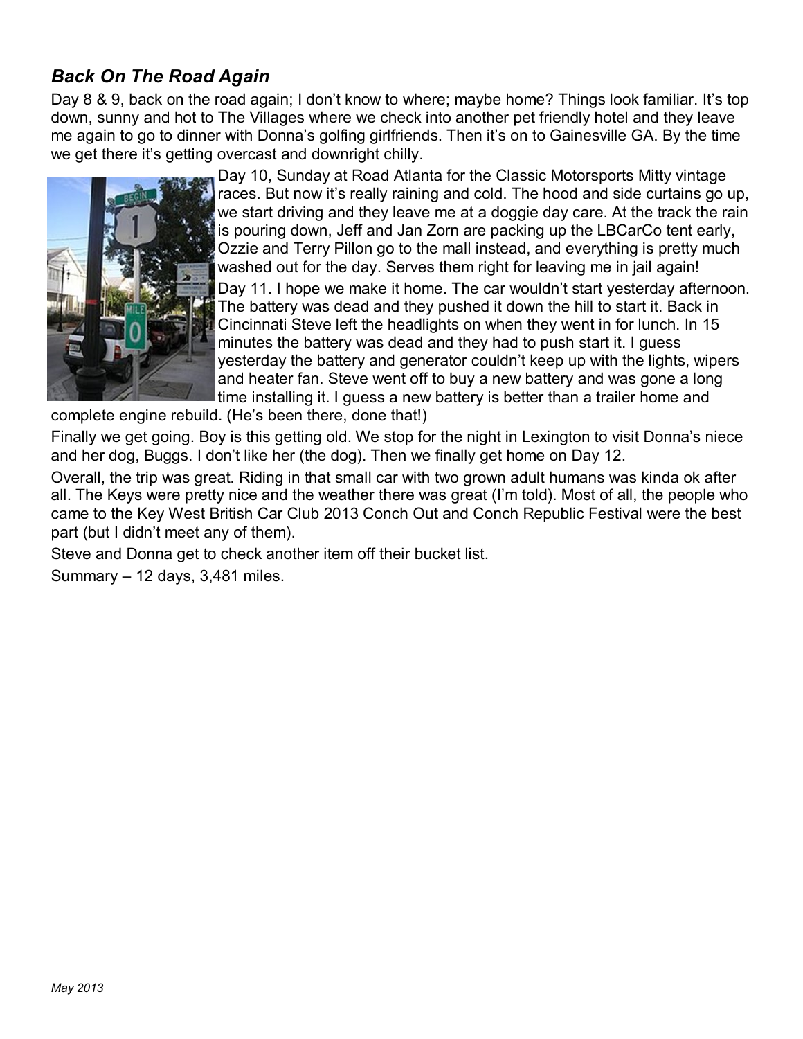### *Back On The Road Again*

Day 8 & 9, back on the road again; I don't know to where; maybe home? Things look familiar. It's top down, sunny and hot to The Villages where we check into another pet friendly hotel and they leave me again to go to dinner with Donna's golfing girlfriends. Then it's on to Gainesville GA. By the time we get there it's getting overcast and downright chilly.

Day 10, Sunday at Road Atlanta for the Classic Motorsports Mitty vintage races. But now it's really raining and cold. The hood and side curtains go up, we start driving and they leave me at a doggie day care. At the track the rain is pouring down, Jeff and Jan Zorn are packing up the LBCarCo tent early, Ozzie and Terry Pillon go to the mall instead, and everything is pretty much washed out for the day. Serves them right for leaving me in jail again!

Day 11. I hope we make it home. The car wouldn't start yesterday afternoon. The battery was dead and they pushed it down the hill to start it. Back in Cincinnati Steve left the headlights on when they went in for lunch. In 15 minutes the battery was dead and they had to push start it. I guess yesterday the battery and generator couldn't keep up with the lights, wipers and heater fan. Steve went off to buy a new battery and was gone a long time installing it. I guess a new battery is better than a trailer home and complete engine rebuild. (He's been there, done that!)

Finally we get going. Boy is this getting old. We stop for the night in Lexington to visit Donna's niece and her dog, Buggs. I don't like her (the dog). Then we finally get home on Day 12.

Overall, the trip was great. Riding in that small car with two grown adult humans was kinda ok after all. The Keys were pretty nice and the weather there was great (I'm told). Most of all, the people who came to the Key West British Car Club 2013 Conch Out and Conch Republic Festival were the best part (but I didn't meet any of them).

Steve and Donna get to check another item off their bucket list.

Summary – 12 days, 3,481 miles.